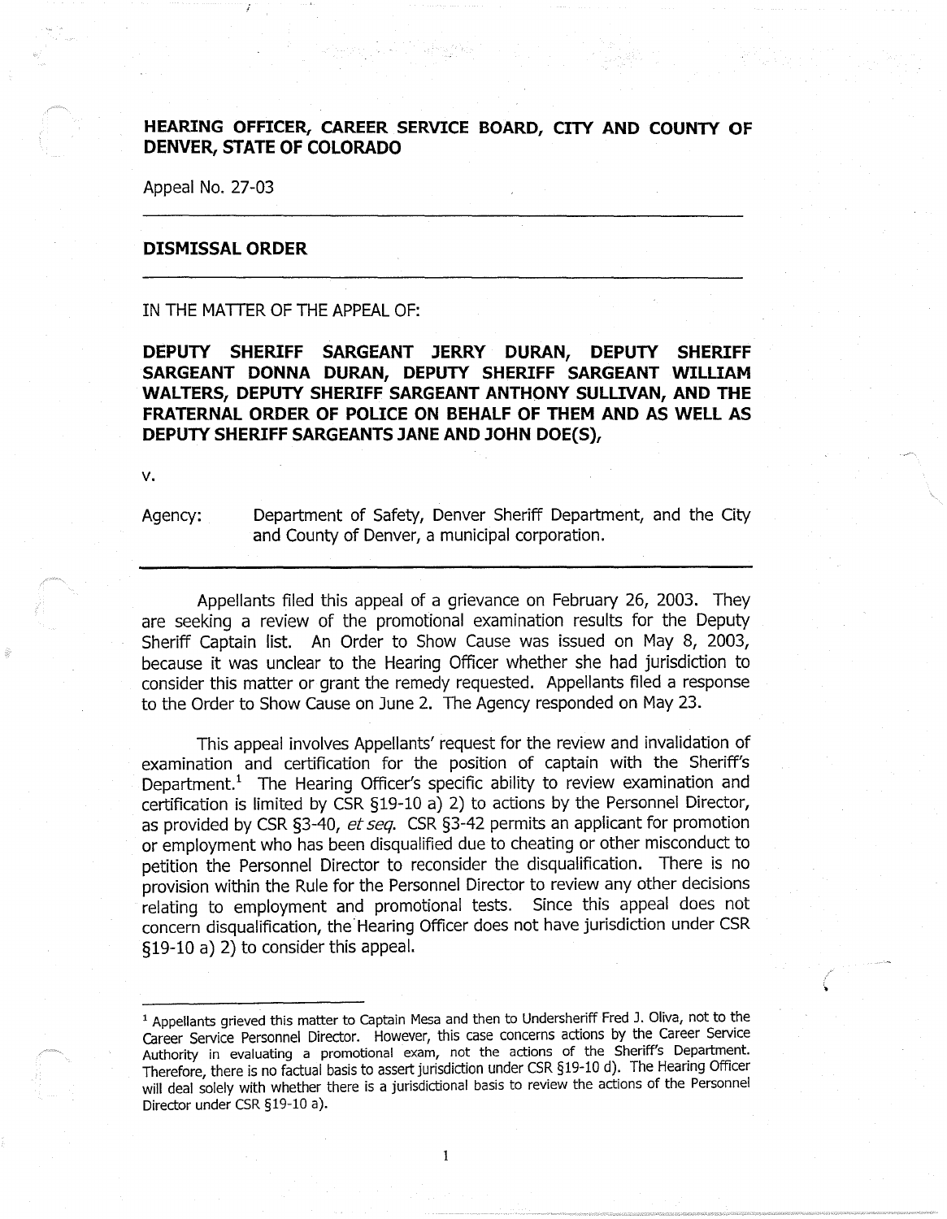**HEARING OFFICER, CAREER SERVICE BOARD, CITY AND COUNTY OF DENVER, STATE OF COLORADO**

Appeal No. 27-03

---

## DISMISSAL ORDER

---

IN THE MATTER OF THE APPEAL OF:

**DEPUTY SHERIFF SARGEANT JERRY DURAN, DEPUTY SHERIFF SARGEANT DONNA DURAN, DEPUTY SHERIFF SARGEANT WILLIAM WALTERS, DEPUTY SHERIFF SARGEANT ANTHONY SULLIVAN, AND THE FRATERNAL ORDER OF POLICE ON BEHALF OF THEM AND AS WELL AS DEPUTY SHERIFF SARGEANTS JANE AND JOHN DOE(S),**

v.

Agency: Department of Safety, Denver Sheriff Department, and the City and County of Denver, a municipal corporation.

---

Appellants filed this appeal of a grievance on February 26, 2003. They are seeking a review of the promotional examination results for the Deputy Sheriff Captain list. An Order to Show Cause was issued on May 8, 2003, because it was unclear to the Hearing Officer whether she had jurisdiction to consider this matter or grant the remedy requested. Appellants filed a response to the Order to Show Cause on June 2. The Agency responded on May 23.

This appeal involves Appellants' request for the review and invalidation of examination and certification for the position of captain with the Sheriff's Department.[1] The Hearing Officer's specific ability to review examination and certification is limited by CSR §19-10 a) 2) to actions by the Personnel Director, as provided by CSR §3-40, *et seq.* CSR §3-42 permits an applicant for promotion or employment who has been disqualified due to cheating or other misconduct to petition the Personnel Director to reconsider the disqualification. There is no provision within the Rule for the Personnel Director to review any other decisions relating to employment and promotional tests. Since this appeal does not concern disqualification, the Hearing Officer does not have jurisdiction under CSR §19-10 a) 2) to consider this appeal.

---

[1] Appellants grieved this matter to Captain Mesa and then to Undersheriff Fred J. Oliva, not to the Career Service Personnel Director. However, this case concerns actions by the Career Service Authority in evaluating a promotional exam, not the actions of the Sheriff's Department. Therefore, there is no factual basis to assert jurisdiction under CSR §19-10 d). The Hearing Officer will deal solely with whether there is a jurisdictional basis to review the actions of the Personnel Director under CSR §19-10 a).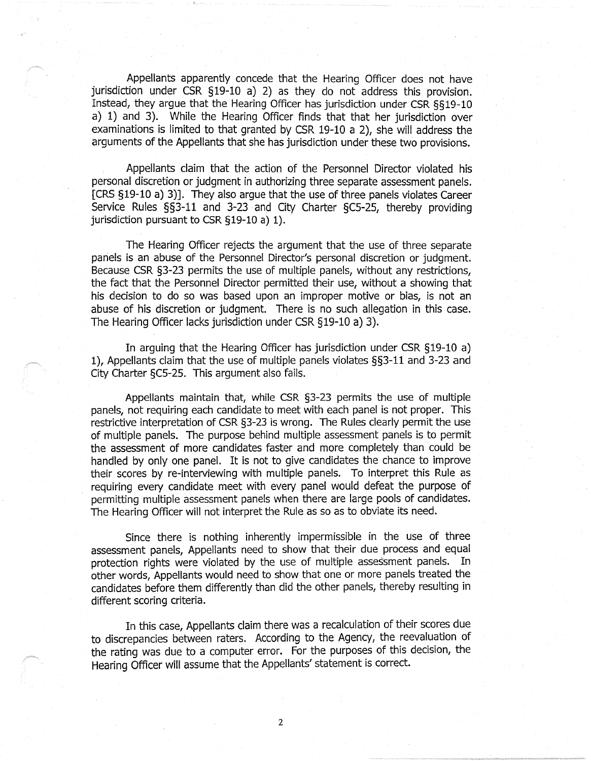Appellants apparently concede that the Hearing Officer does not have jurisdiction under CSR §19-10 a) 2) as they do not address this provision. Instead, they argue that the Hearing Officer has jurisdiction under CSR §§19-10 a) 1) and 3). While the Hearing Officer finds that that her jurisdiction over examinations is limited to that granted by CSR 19-10 a 2), she will address the arguments of the Appellants that she has jurisdiction under these two provisions.

Appellants claim that the action of the Personnel Director violated his personal discretion or judgment in authorizing three separate assessment panels. [CRS §19-10 a) 3)]. They also argue that the use of three panels violates Career Service Rules §§3-11 and 3-23 and City Charter §C5-25, thereby providing jurisdiction pursuant to CSR §19-10 a) 1).

The Hearing Officer rejects the argument that the use of three separate panels is an abuse of the Personnel Director's personal discretion or judgment. Because CSR §3-23 permits the use of multiple panels, without any restrictions, the fact that the Personnel Director permitted their use, without a showing that his decision to do so was based upon an improper motive or bias, is not an abuse of his discretion or judgment. There is no such allegation in this case. The Hearing Officer lacks jurisdiction under CSR §19-10 a) 3).

In arguing that the Hearing Officer has jurisdiction under CSR §19-10 a) 1), Appellants claim that the use of multiple panels violates §§3-11 and 3-23 and City Charter §C5-25. This argument also fails.

Appellants maintain that, while CSR §3-23 permits the use of multiple panels, not requiring each candidate to meet with each panel is not proper. This restrictive interpretation of CSR §3-23 is wrong. The Rules clearly permit the use of multiple panels. The purpose behind multiple assessment panels is to permit the assessment of more candidates faster and more completely than could be handled by only one panel. It is not to give candidates the chance to improve their scores by re-interviewing with multiple panels. To interpret this Rule as requiring every candidate meet with every panel would defeat the purpose of permitting multiple assessment panels when there are large pools of candidates. The Hearing Officer will not interpret the Rule as so as to obviate its need.

Since there is nothing inherently impermissible in the use of three assessment panels, Appellants need to show that their due process and equal protection rights were violated by the use of multiple assessment panels. In other words, Appellants would need to show that one or more panels treated the candidates before them differently than did the other panels, thereby resulting in different scoring criteria.

In this case, Appellants claim there was a recalculation of their scores due to discrepancies between raters. According to the Agency, the reevaluation of the rating was due to a computer error. For the purposes of this decision, the Hearing Officer will assume that the Appellants' statement is correct.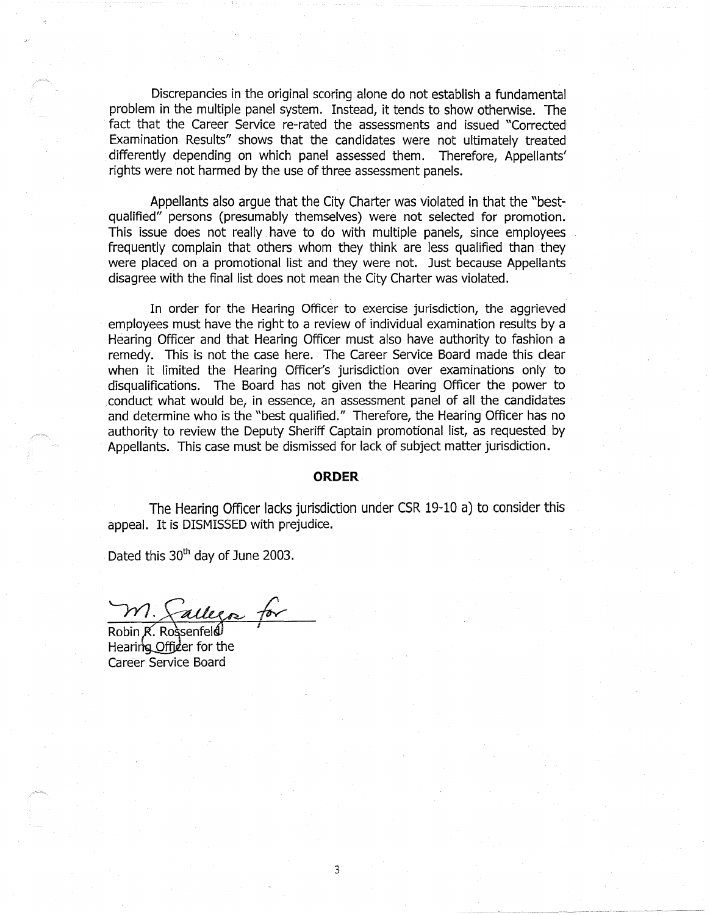Discrepancies in the original scoring alone do not establish a fundamental problem in the multiple panel system. Instead, it tends to show otherwise. The fact that the Career Service re-rated the assessments and issued "Corrected Examination Results" shows that the candidates were not ultimately treated differently depending on which panel assessed them. Therefore, Appellants' rights were not harmed by the use of three assessment panels.

Appellants also argue that the City Charter was violated in that the "best-qualified" persons (presumably themselves) were not selected for promotion. This issue does not really have to do with multiple panels, since employees frequently complain that others whom they think are less qualified than they were placed on a promotional list and they were not. Just because Appellants disagree with the final list does not mean the City Charter was violated.

In order for the Hearing Officer to exercise jurisdiction, the aggrieved employees must have the right to a review of individual examination results by a Hearing Officer and that Hearing Officer must also have authority to fashion a remedy. This is not the case here. The Career Service Board made this clear when it limited the Hearing Officer's jurisdiction over examinations only to disqualifications. The Board has not given the Hearing Officer the power to conduct what would be, in essence, an assessment panel of all the candidates and determine who is the "best qualified." Therefore, the Hearing Officer has no authority to review the Deputy Sheriff Captain promotional list, as requested by Appellants. This case must be dismissed for lack of subject matter jurisdiction.

## ORDER

The Hearing Officer lacks jurisdiction under CSR 19-10 a) to consider this appeal. It is DISMISSED with prejudice.

Dated this 30th day of June 2003.

M. Gallegos for

Robin R. Rossenfeld
Hearing Officer for the
Career Service Board